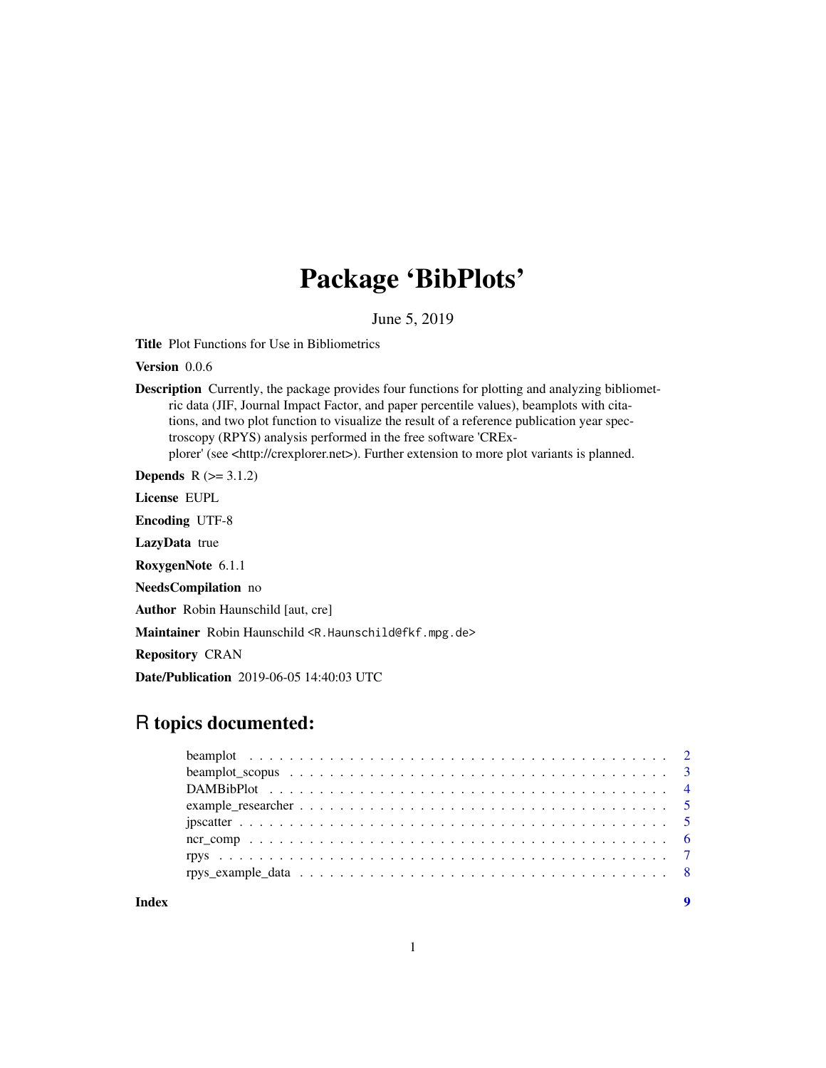# Package 'BibPlots'

June 5, 2019

**Title** Plot Functions for Use in Bibliometrics

**Version** 0.0.6

**Description** Currently, the package provides four functions for plotting and analyzing bibliometric data (JIF, Journal Impact Factor, and paper percentile values), beamplots with citations, and two plot function to visualize the result of a reference publication year spectroscopy (RPYS) analysis performed in the free software 'CRExplorer' (see <http://crexplorer.net>). Further extension to more plot variants is planned.

**Depends** R (>= 3.1.2)

**License** EUPL

**Encoding** UTF-8

**LazyData** true

**RoxygenNote** 6.1.1

**NeedsCompilation** no

**Author** Robin Haunschild [aut, cre]

**Maintainer** Robin Haunschild <R.Haunschild@fkf.mpg.de>

**Repository** CRAN

**Date/Publication** 2019-06-05 14:40:03 UTC

## R topics documented:

- beamplot . . . . . . . . . . . . . . . . . . . . . . . . . . . . . . . . . . . . . . . . . . 2
- beamplot_scopus . . . . . . . . . . . . . . . . . . . . . . . . . . . . . . . . . . . . . . 3
- DAMBibPlot . . . . . . . . . . . . . . . . . . . . . . . . . . . . . . . . . . . . . . . . 4
- example_researcher . . . . . . . . . . . . . . . . . . . . . . . . . . . . . . . . . . . . 5
- jpscatter . . . . . . . . . . . . . . . . . . . . . . . . . . . . . . . . . . . . . . . . . 5
- ncr_comp . . . . . . . . . . . . . . . . . . . . . . . . . . . . . . . . . . . . . . . . . 6
- rpys . . . . . . . . . . . . . . . . . . . . . . . . . . . . . . . . . . . . . . . . . . . 7
- rpys_example_data . . . . . . . . . . . . . . . . . . . . . . . . . . . . . . . . . . . . 8

**Index** 9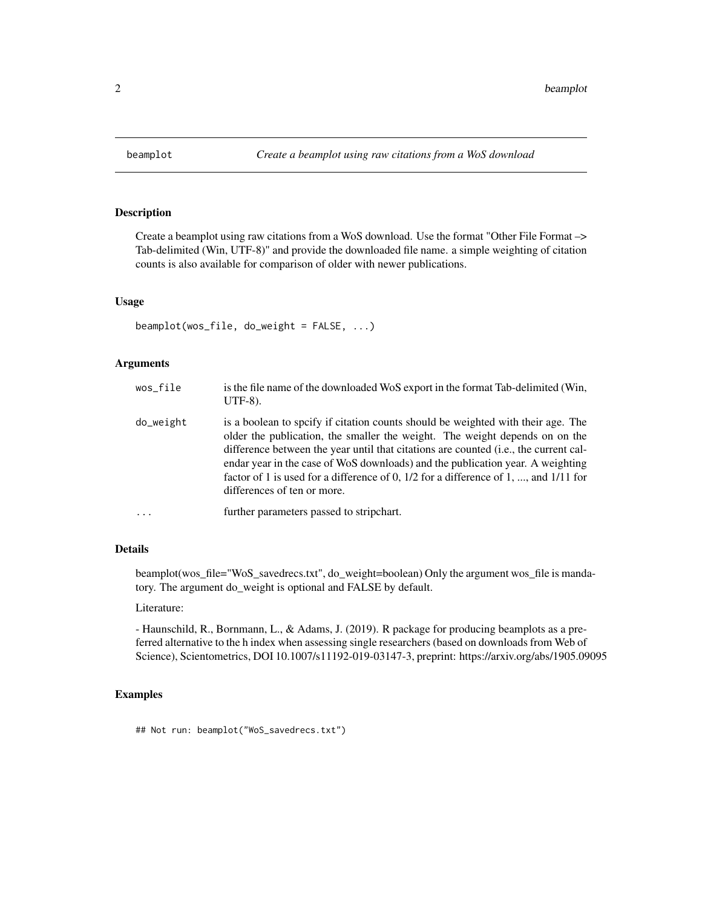## beamplot — *Create a beamplot using raw citations from a WoS download*

### Description

Create a beamplot using raw citations from a WoS download. Use the format "Other File Format –> Tab-delimited (Win, UTF-8)" and provide the downloaded file name. a simple weighting of citation counts is also available for comparison of older with newer publications.

### Usage

```
beamplot(wos_file, do_weight = FALSE, ...)
```

### Arguments

| | |
|---|---|
| `wos_file` | is the file name of the downloaded WoS export in the format Tab-delimited (Win, UTF-8). |
| `do_weight` | is a boolean to spcify if citation counts should be weighted with their age. The older the publication, the smaller the weight. The weight depends on on the difference between the year until that citations are counted (i.e., the current calendar year in the case of WoS downloads) and the publication year. A weighting factor of 1 is used for a difference of 0, 1/2 for a difference of 1, ..., and 1/11 for differences of ten or more. |
| `...` | further parameters passed to stripchart. |

### Details

beamplot(wos_file="WoS_savedrecs.txt", do_weight=boolean) Only the argument wos_file is mandatory. The argument do_weight is optional and FALSE by default.

Literature:

- Haunschild, R., Bornmann, L., & Adams, J. (2019). R package for producing beamplots as a preferred alternative to the h index when assessing single researchers (based on downloads from Web of Science), Scientometrics, DOI 10.1007/s11192-019-03147-3, preprint: https://arxiv.org/abs/1905.09095

### Examples

```
## Not run: beamplot("WoS_savedrecs.txt")
```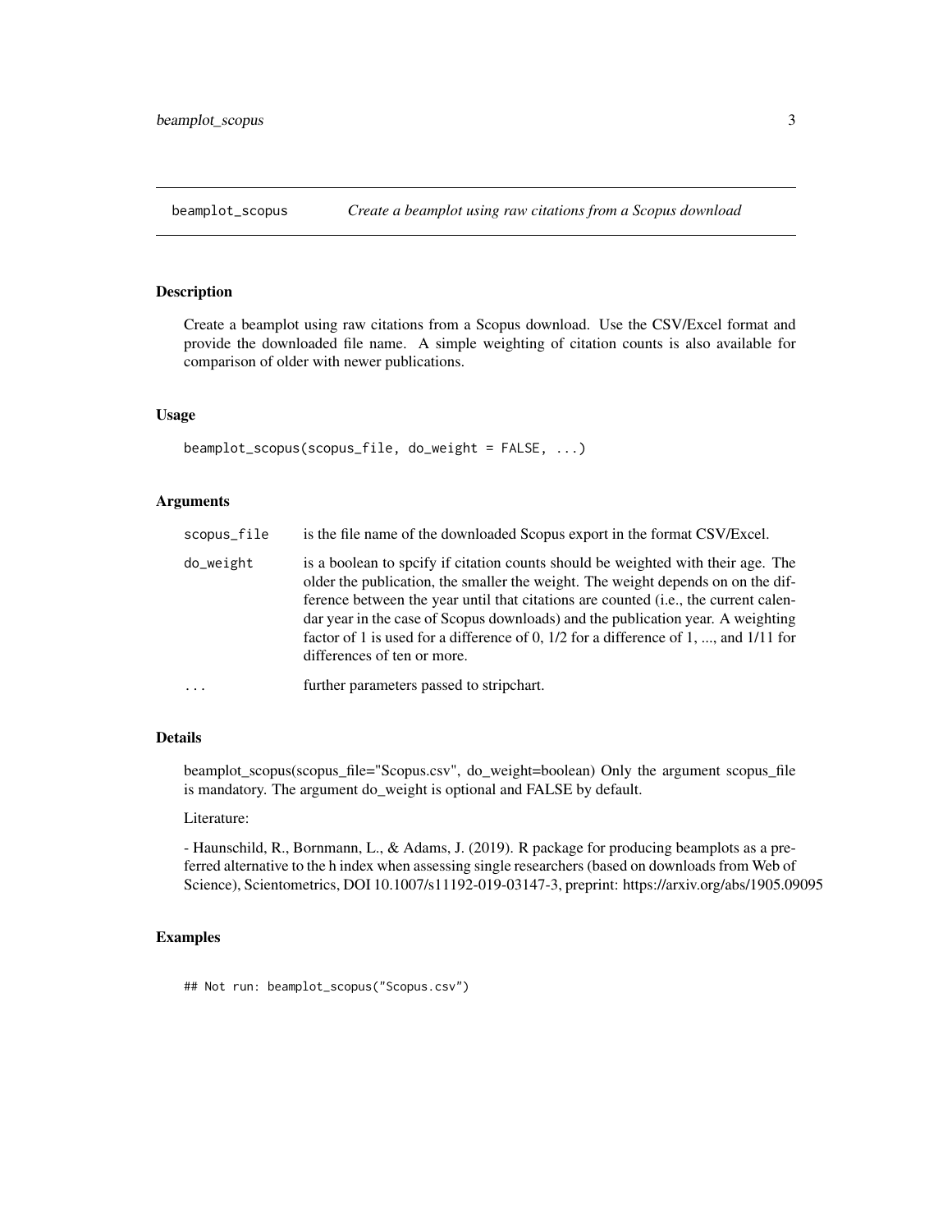## beamplot_scopus *Create a beamplot using raw citations from a Scopus download*

### Description

Create a beamplot using raw citations from a Scopus download. Use the CSV/Excel format and provide the downloaded file name. A simple weighting of citation counts is also available for comparison of older with newer publications.

### Usage

```
beamplot_scopus(scopus_file, do_weight = FALSE, ...)
```

### Arguments

| | |
|---|---|
| scopus_file | is the file name of the downloaded Scopus export in the format CSV/Excel. |
| do_weight | is a boolean to spcify if citation counts should be weighted with their age. The older the publication, the smaller the weight. The weight depends on on the difference between the year until that citations are counted (i.e., the current calendar year in the case of Scopus downloads) and the publication year. A weighting factor of 1 is used for a difference of 0, 1/2 for a difference of 1, ..., and 1/11 for differences of ten or more. |
| ... | further parameters passed to stripchart. |

### Details

beamplot_scopus(scopus_file="Scopus.csv", do_weight=boolean) Only the argument scopus_file is mandatory. The argument do_weight is optional and FALSE by default.

Literature:

- Haunschild, R., Bornmann, L., & Adams, J. (2019). R package for producing beamplots as a preferred alternative to the h index when assessing single researchers (based on downloads from Web of Science), Scientometrics, DOI 10.1007/s11192-019-03147-3, preprint: https://arxiv.org/abs/1905.09095

### Examples

```
## Not run: beamplot_scopus("Scopus.csv")
```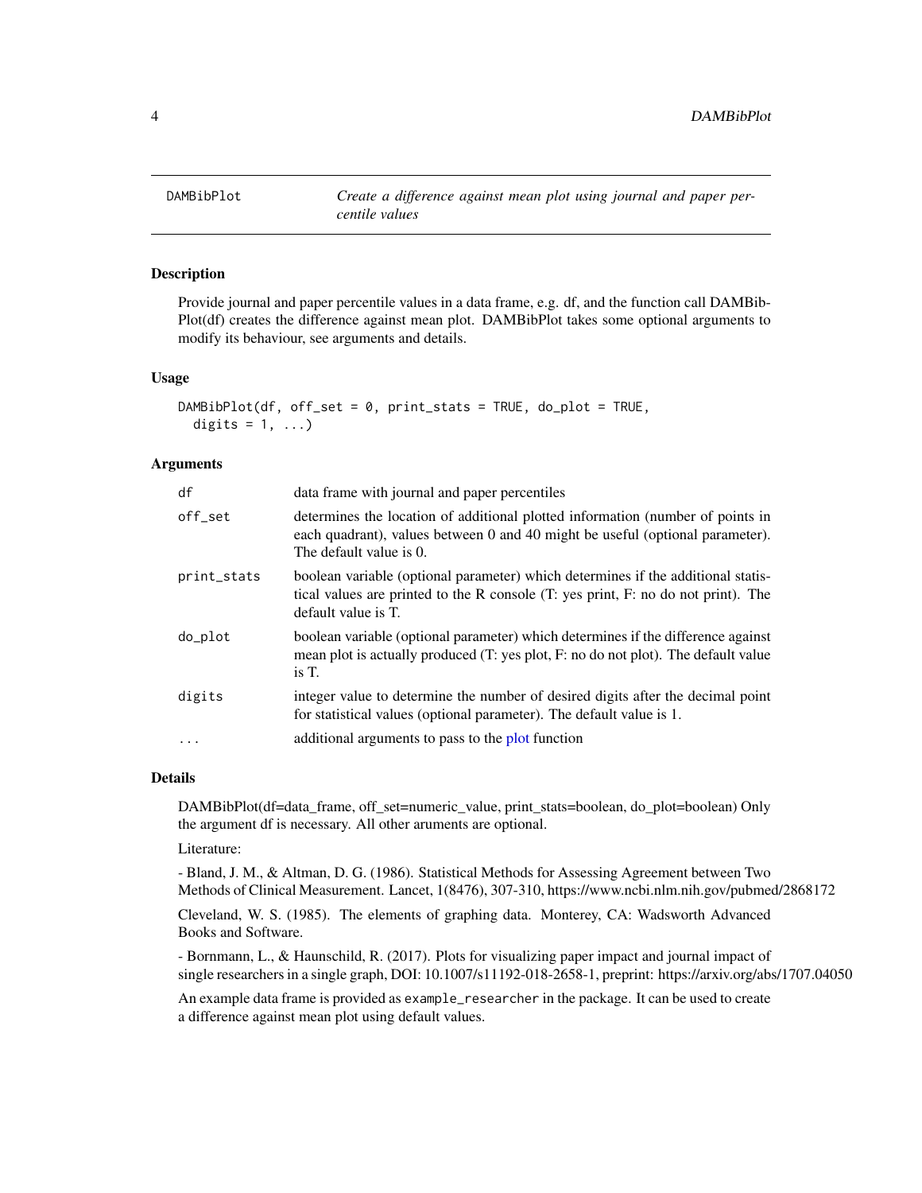# DAMBibPlot — *Create a difference against mean plot using journal and paper percentile values*

## Description

Provide journal and paper percentile values in a data frame, e.g. df, and the function call DAMBibPlot(df) creates the difference against mean plot. DAMBibPlot takes some optional arguments to modify its behaviour, see arguments and details.

## Usage

```
DAMBibPlot(df, off_set = 0, print_stats = TRUE, do_plot = TRUE,
  digits = 1, ...)
```

## Arguments

| Argument | Description |
| --- | --- |
| df | data frame with journal and paper percentiles |
| off_set | determines the location of additional plotted information (number of points in each quadrant), values between 0 and 40 might be useful (optional parameter). The default value is 0. |
| print_stats | boolean variable (optional parameter) which determines if the additional statistical values are printed to the R console (T: yes print, F: no do not print). The default value is T. |
| do_plot | boolean variable (optional parameter) which determines if the difference against mean plot is actually produced (T: yes plot, F: no do not plot). The default value is T. |
| digits | integer value to determine the number of desired digits after the decimal point for statistical values (optional parameter). The default value is 1. |
| ... | additional arguments to pass to the plot function |

## Details

DAMBibPlot(df=data_frame, off_set=numeric_value, print_stats=boolean, do_plot=boolean) Only the argument df is necessary. All other aruments are optional.

Literature:

- Bland, J. M., & Altman, D. G. (1986). Statistical Methods for Assessing Agreement between Two Methods of Clinical Measurement. Lancet, 1(8476), 307-310, https://www.ncbi.nlm.nih.gov/pubmed/2868172

Cleveland, W. S. (1985). The elements of graphing data. Monterey, CA: Wadsworth Advanced Books and Software.

- Bornmann, L., & Haunschild, R. (2017). Plots for visualizing paper impact and journal impact of single researchers in a single graph, DOI: 10.1007/s11192-018-2658-1, preprint: https://arxiv.org/abs/1707.04050

An example data frame is provided as `example_researcher` in the package. It can be used to create a difference against mean plot using default values.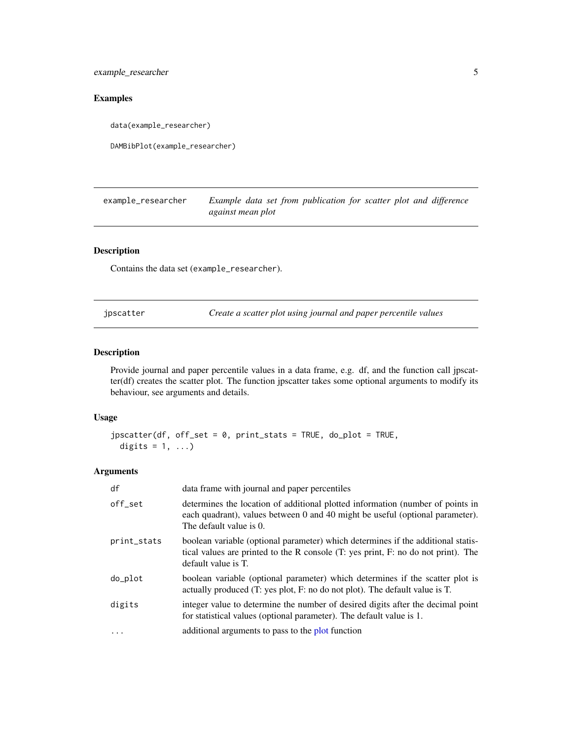## Examples

```
data(example_researcher)

DAMBibPlot(example_researcher)
```

---

## example_researcher — *Example data set from publication for scatter plot and difference against mean plot*

### Description

Contains the data set (example_researcher).

---

## jpscatter — *Create a scatter plot using journal and paper percentile values*

### Description

Provide journal and paper percentile values in a data frame, e.g. df, and the function call jpscatter(df) creates the scatter plot. The function jpscatter takes some optional arguments to modify its behaviour, see arguments and details.

### Usage

```
jpscatter(df, off_set = 0, print_stats = TRUE, do_plot = TRUE,
  digits = 1, ...)
```

### Arguments

| Argument | Description |
| --- | --- |
| df | data frame with journal and paper percentiles |
| off_set | determines the location of additional plotted information (number of points in each quadrant), values between 0 and 40 might be useful (optional parameter). The default value is 0. |
| print_stats | boolean variable (optional parameter) which determines if the additional statistical values are printed to the R console (T: yes print, F: no do not print). The default value is T. |
| do_plot | boolean variable (optional parameter) which determines if the scatter plot is actually produced (T: yes plot, F: no do not plot). The default value is T. |
| digits | integer value to determine the number of desired digits after the decimal point for statistical values (optional parameter). The default value is 1. |
| ... | additional arguments to pass to the plot function |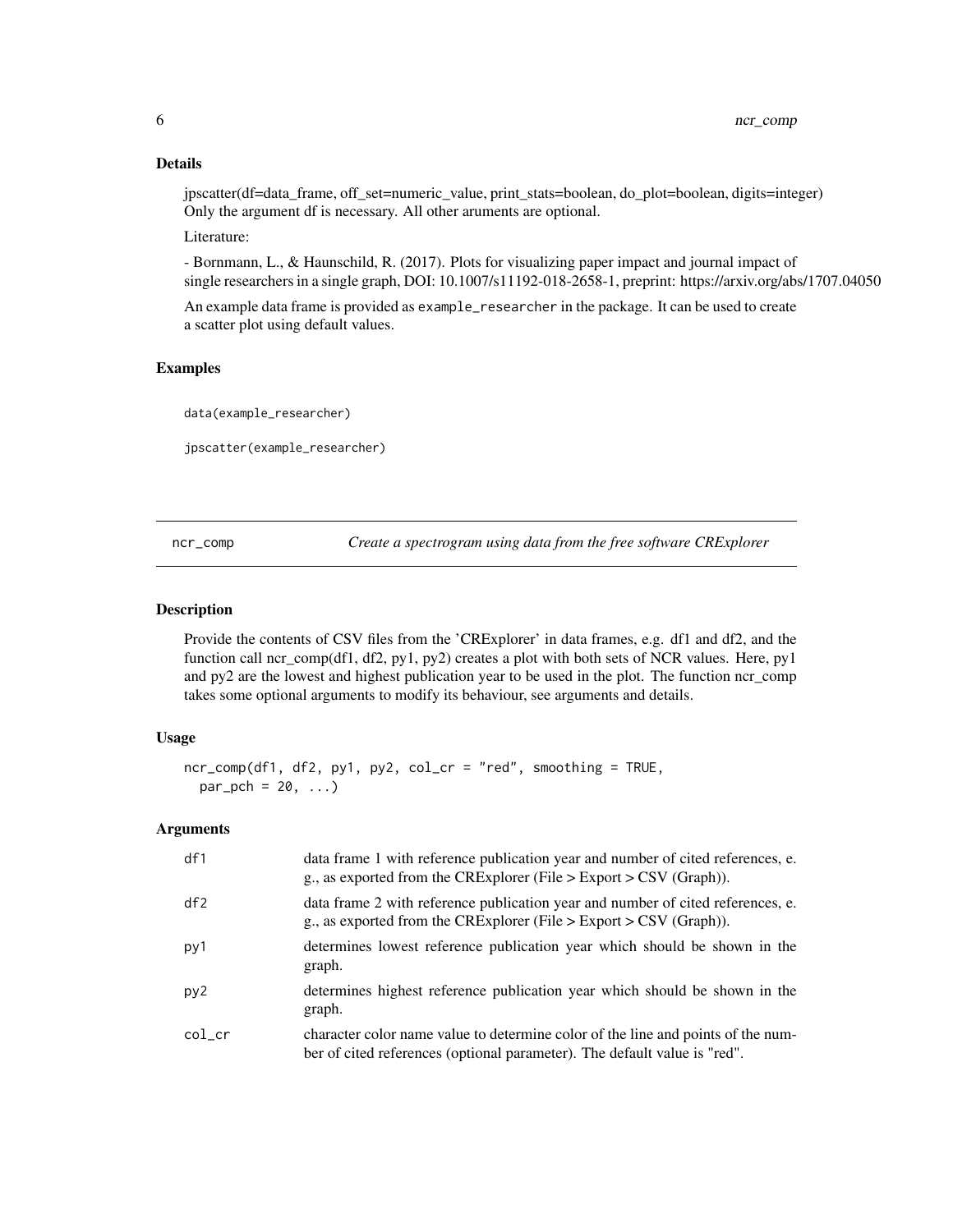### Details

jpscatter(df=data_frame, off_set=numeric_value, print_stats=boolean, do_plot=boolean, digits=integer) Only the argument df is necessary. All other aruments are optional.

Literature:

- Bornmann, L., & Haunschild, R. (2017). Plots for visualizing paper impact and journal impact of single researchers in a single graph, DOI: 10.1007/s11192-018-2658-1, preprint: https://arxiv.org/abs/1707.04050

An example data frame is provided as `example_researcher` in the package. It can be used to create a scatter plot using default values.

### Examples

```
data(example_researcher)

jpscatter(example_researcher)
```

---

## ncr_comp — *Create a spectrogram using data from the free software CRExplorer*

### Description

Provide the contents of CSV files from the 'CRExplorer' in data frames, e.g. df1 and df2, and the function call ncr_comp(df1, df2, py1, py2) creates a plot with both sets of NCR values. Here, py1 and py2 are the lowest and highest publication year to be used in the plot. The function ncr_comp takes some optional arguments to modify its behaviour, see arguments and details.

### Usage

```
ncr_comp(df1, df2, py1, py2, col_cr = "red", smoothing = TRUE,
  par_pch = 20, ...)
```

### Arguments

| | |
|---|---|
| df1 | data frame 1 with reference publication year and number of cited references, e. g., as exported from the CRExplorer (File > Export > CSV (Graph)). |
| df2 | data frame 2 with reference publication year and number of cited references, e. g., as exported from the CRExplorer (File > Export > CSV (Graph)). |
| py1 | determines lowest reference publication year which should be shown in the graph. |
| py2 | determines highest reference publication year which should be shown in the graph. |
| col_cr | character color name value to determine color of the line and points of the number of cited references (optional parameter). The default value is "red". |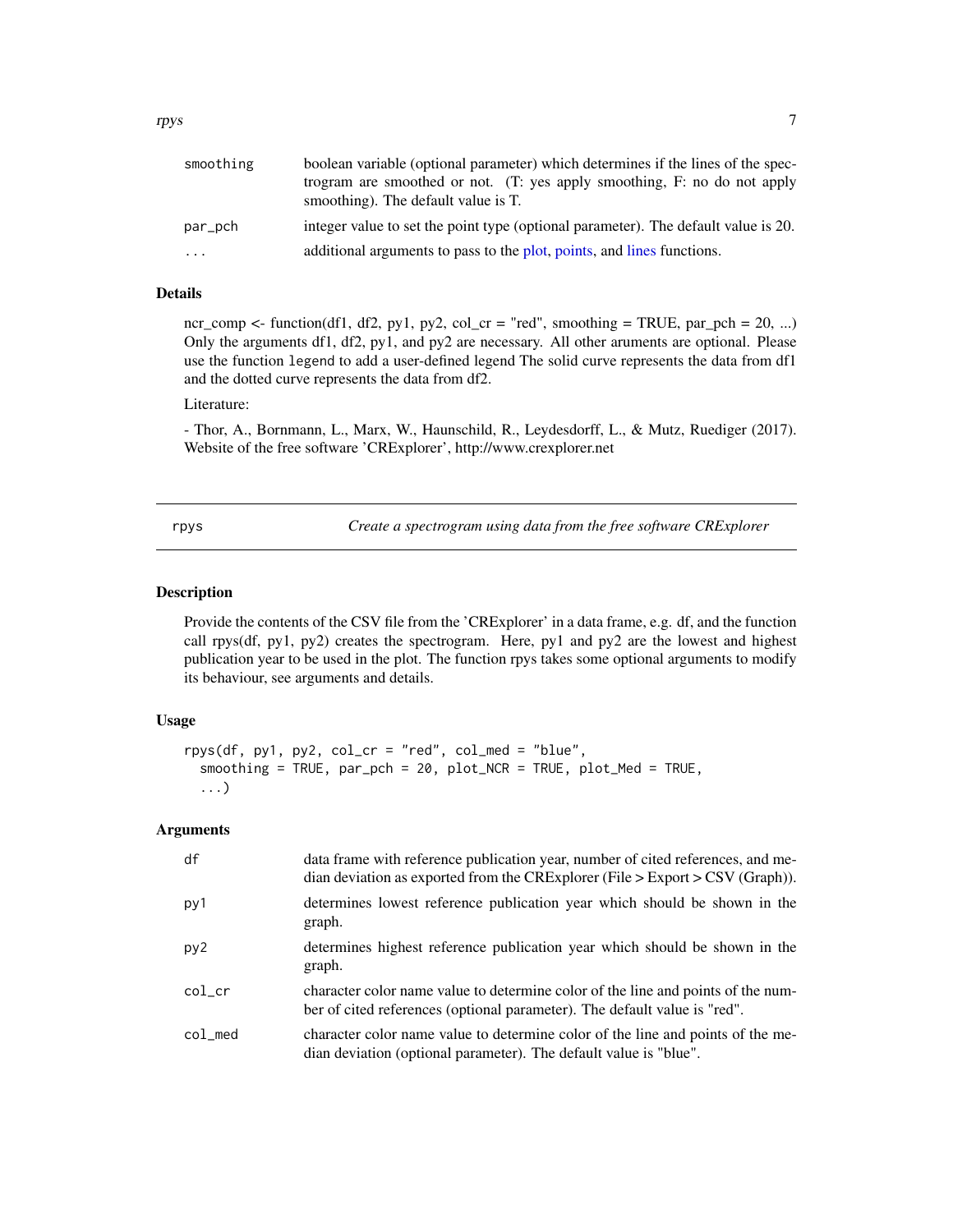| | |
|---|---|
| smoothing | boolean variable (optional parameter) which determines if the lines of the spectrogram are smoothed or not. (T: yes apply smoothing, F: no do not apply smoothing). The default value is T. |
| par_pch | integer value to set the point type (optional parameter). The default value is 20. |
| ... | additional arguments to pass to the plot, points, and lines functions. |

### Details

ncr_comp <- function(df1, df2, py1, py2, col_cr = "red", smoothing = TRUE, par_pch = 20, ...) Only the arguments df1, df2, py1, and py2 are necessary. All other aruments are optional. Please use the function `legend` to add a user-defined legend The solid curve represents the data from df1 and the dotted curve represents the data from df2.

Literature:

- Thor, A., Bornmann, L., Marx, W., Haunschild, R., Leydesdorff, L., & Mutz, Ruediger (2017). Website of the free software 'CRExplorer', http://www.crexplorer.net

---

## rpys — *Create a spectrogram using data from the free software CRExplorer*

### Description

Provide the contents of the CSV file from the 'CRExplorer' in a data frame, e.g. df, and the function call rpys(df, py1, py2) creates the spectrogram. Here, py1 and py2 are the lowest and highest publication year to be used in the plot. The function rpys takes some optional arguments to modify its behaviour, see arguments and details.

### Usage

```
rpys(df, py1, py2, col_cr = "red", col_med = "blue",
  smoothing = TRUE, par_pch = 20, plot_NCR = TRUE, plot_Med = TRUE,
  ...)
```

### Arguments

| | |
|---|---|
| df | data frame with reference publication year, number of cited references, and median deviation as exported from the CRExplorer (File > Export > CSV (Graph)). |
| py1 | determines lowest reference publication year which should be shown in the graph. |
| py2 | determines highest reference publication year which should be shown in the graph. |
| col_cr | character color name value to determine color of the line and points of the number of cited references (optional parameter). The default value is "red". |
| col_med | character color name value to determine color of the line and points of the median deviation (optional parameter). The default value is "blue". |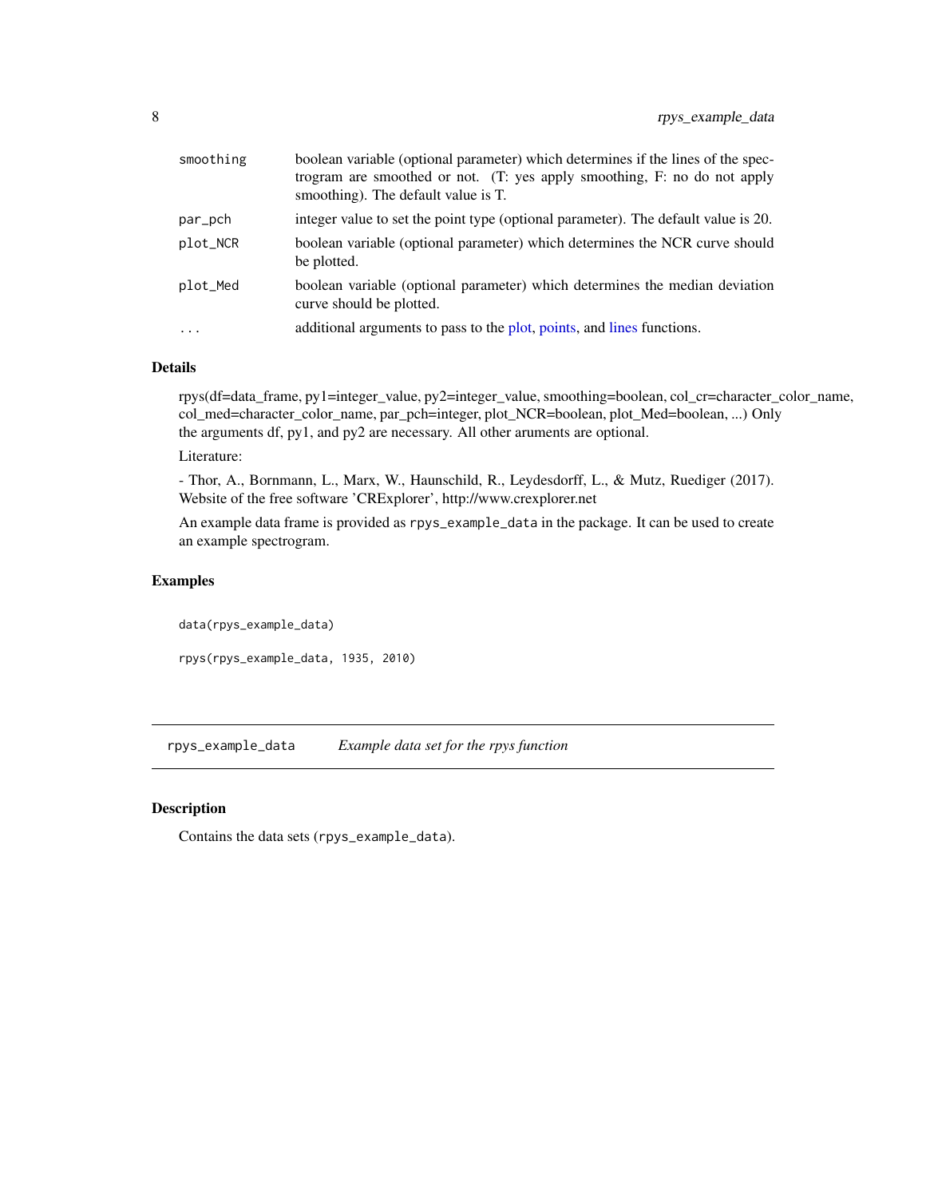| | |
|---|---|
| `smoothing` | boolean variable (optional parameter) which determines if the lines of the spectrogram are smoothed or not. (T: yes apply smoothing, F: no do not apply smoothing). The default value is T. |
| `par_pch` | integer value to set the point type (optional parameter). The default value is 20. |
| `plot_NCR` | boolean variable (optional parameter) which determines the NCR curve should be plotted. |
| `plot_Med` | boolean variable (optional parameter) which determines the median deviation curve should be plotted. |
| `...` | additional arguments to pass to the plot, points, and lines functions. |

### Details

rpys(df=data_frame, py1=integer_value, py2=integer_value, smoothing=boolean, col_cr=character_color_name, col_med=character_color_name, par_pch=integer, plot_NCR=boolean, plot_Med=boolean, ...) Only the arguments df, py1, and py2 are necessary. All other aruments are optional.

Literature:

- Thor, A., Bornmann, L., Marx, W., Haunschild, R., Leydesdorff, L., & Mutz, Ruediger (2017). Website of the free software 'CRExplorer', http://www.crexplorer.net

An example data frame is provided as `rpys_example_data` in the package. It can be used to create an example spectrogram.

### Examples

```
data(rpys_example_data)

rpys(rpys_example_data, 1935, 2010)
```

---

## `rpys_example_data` *Example data set for the rpys function*

### Description

Contains the data sets (`rpys_example_data`).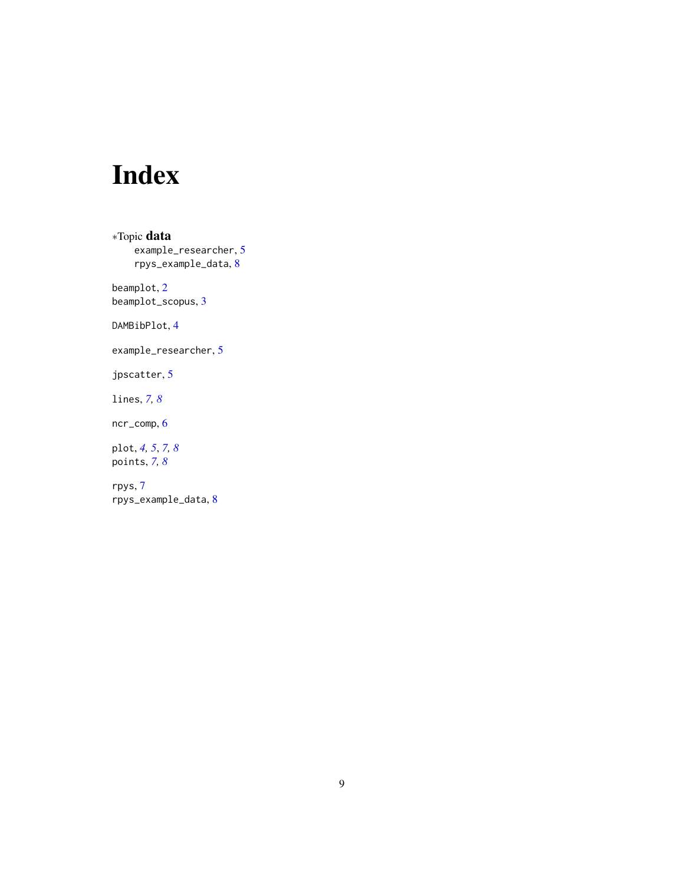# Index

∗Topic **data**

- example_researcher, 5
- rpys_example_data, 8

beamplot, 2
beamplot_scopus, 3

DAMBibPlot, 4

example_researcher, 5

jpscatter, 5

lines, *7, 8*

ncr_comp, 6

plot, *4, 5*, *7, 8*
points, *7, 8*

rpys, 7
rpys_example_data, 8